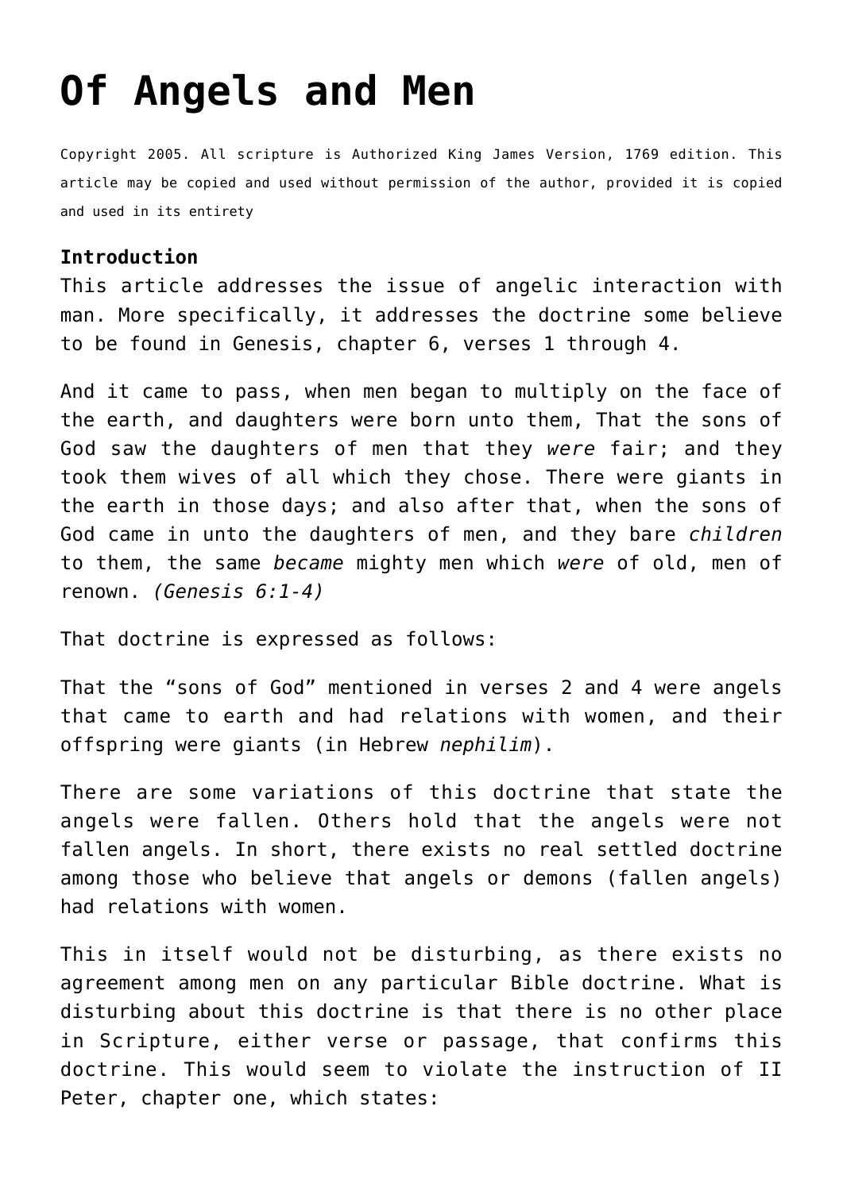# Of Angels and Men

Copyright 2005. All scripture is Authorized King James Version, 1769 edition. This article may be copied and used without permission of the author, provided it is copied and used in its entirety

**Introduction**

This article addresses the issue of angelic interaction with man. More specifically, it addresses the doctrine some believe to be found in Genesis, chapter 6, verses 1 through 4.

And it came to pass, when men began to multiply on the face of the earth, and daughters were born unto them, That the sons of God saw the daughters of men that they *were* fair; and they took them wives of all which they chose. There were giants in the earth in those days; and also after that, when the sons of God came in unto the daughters of men, and they bare *children* to them, the same *became* mighty men which *were* of old, men of renown. *(Genesis 6:1-4)*

That doctrine is expressed as follows:

That the "sons of God" mentioned in verses 2 and 4 were angels that came to earth and had relations with women, and their offspring were giants (in Hebrew *nephilim*).

There are some variations of this doctrine that state the angels were fallen. Others hold that the angels were not fallen angels. In short, there exists no real settled doctrine among those who believe that angels or demons (fallen angels) had relations with women.

This in itself would not be disturbing, as there exists no agreement among men on any particular Bible doctrine. What is disturbing about this doctrine is that there is no other place in Scripture, either verse or passage, that confirms this doctrine. This would seem to violate the instruction of II Peter, chapter one, which states: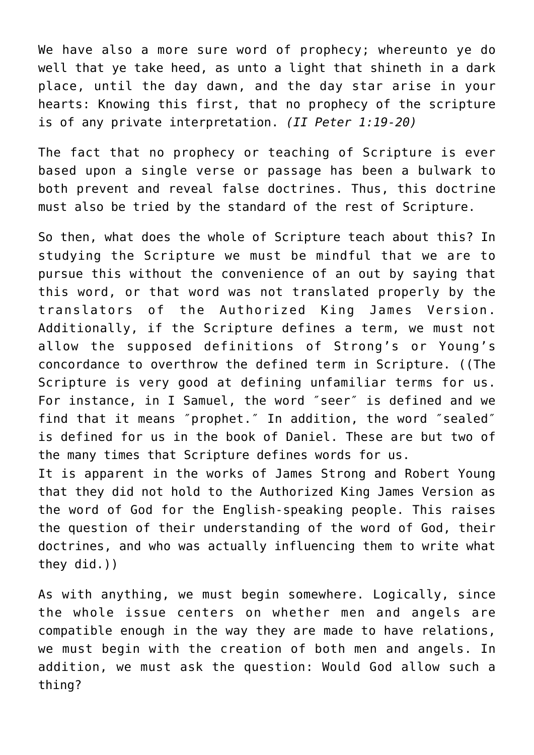We have also a more sure word of prophecy; whereunto ye do well that ye take heed, as unto a light that shineth in a dark place, until the day dawn, and the day star arise in your hearts: Knowing this first, that no prophecy of the scripture is of any private interpretation. *(II Peter 1:19-20)*

The fact that no prophecy or teaching of Scripture is ever based upon a single verse or passage has been a bulwark to both prevent and reveal false doctrines. Thus, this doctrine must also be tried by the standard of the rest of Scripture.

So then, what does the whole of Scripture teach about this? In studying the Scripture we must be mindful that we are to pursue this without the convenience of an out by saying that this word, or that word was not translated properly by the translators of the Authorized King James Version. Additionally, if the Scripture defines a term, we must not allow the supposed definitions of Strong's or Young's concordance to overthrow the defined term in Scripture. ((The Scripture is very good at defining unfamiliar terms for us. For instance, in I Samuel, the word ″seer″ is defined and we find that it means ″prophet.″ In addition, the word ″sealed″ is defined for us in the book of Daniel. These are but two of the many times that Scripture defines words for us.
It is apparent in the works of James Strong and Robert Young that they did not hold to the Authorized King James Version as the word of God for the English-speaking people. This raises the question of their understanding of the word of God, their doctrines, and who was actually influencing them to write what they did.))

As with anything, we must begin somewhere. Logically, since the whole issue centers on whether men and angels are compatible enough in the way they are made to have relations, we must begin with the creation of both men and angels. In addition, we must ask the question: Would God allow such a thing?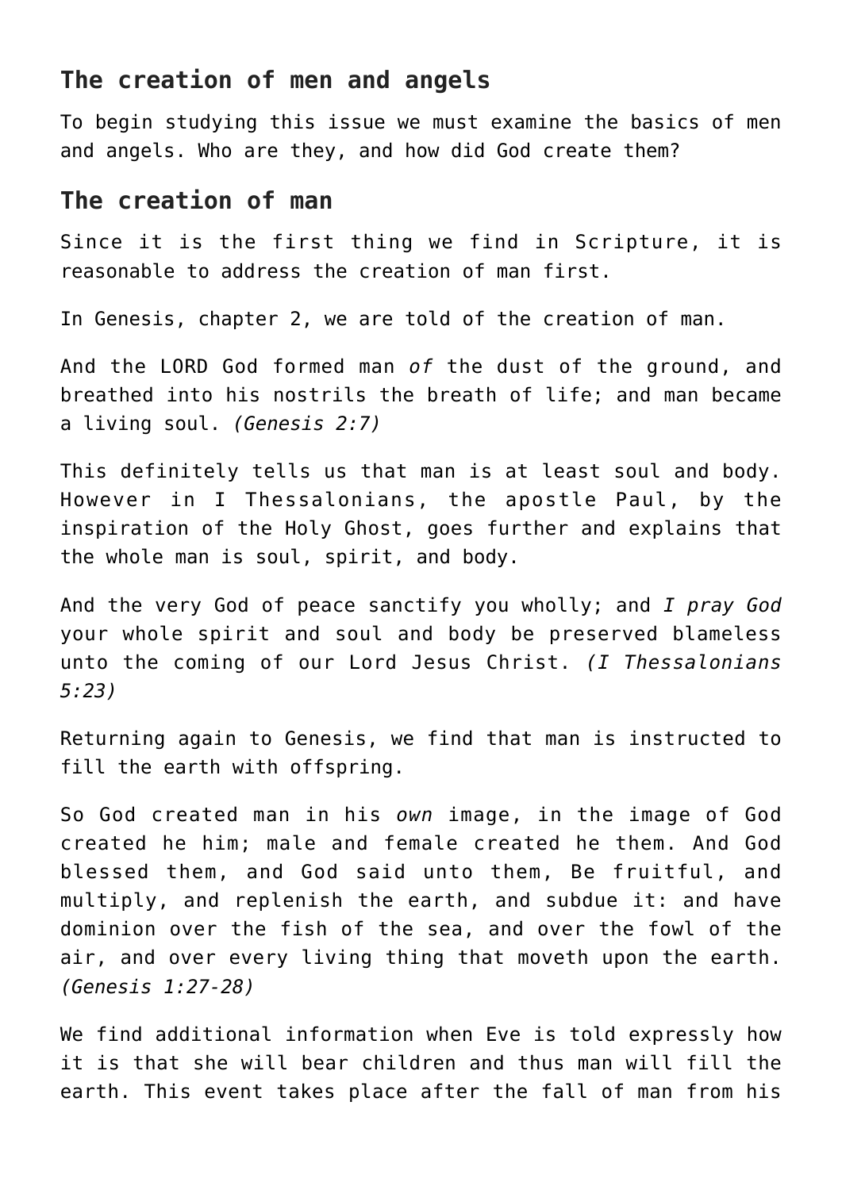## The creation of men and angels

To begin studying this issue we must examine the basics of men and angels. Who are they, and how did God create them?

## The creation of man

Since it is the first thing we find in Scripture, it is reasonable to address the creation of man first.

In Genesis, chapter 2, we are told of the creation of man.

And the LORD God formed man *of* the dust of the ground, and breathed into his nostrils the breath of life; and man became a living soul. *(Genesis 2:7)*

This definitely tells us that man is at least soul and body. However in I Thessalonians, the apostle Paul, by the inspiration of the Holy Ghost, goes further and explains that the whole man is soul, spirit, and body.

And the very God of peace sanctify you wholly; and *I pray God* your whole spirit and soul and body be preserved blameless unto the coming of our Lord Jesus Christ. *(I Thessalonians 5:23)*

Returning again to Genesis, we find that man is instructed to fill the earth with offspring.

So God created man in his *own* image, in the image of God created he him; male and female created he them. And God blessed them, and God said unto them, Be fruitful, and multiply, and replenish the earth, and subdue it: and have dominion over the fish of the sea, and over the fowl of the air, and over every living thing that moveth upon the earth. *(Genesis 1:27-28)*

We find additional information when Eve is told expressly how it is that she will bear children and thus man will fill the earth. This event takes place after the fall of man from his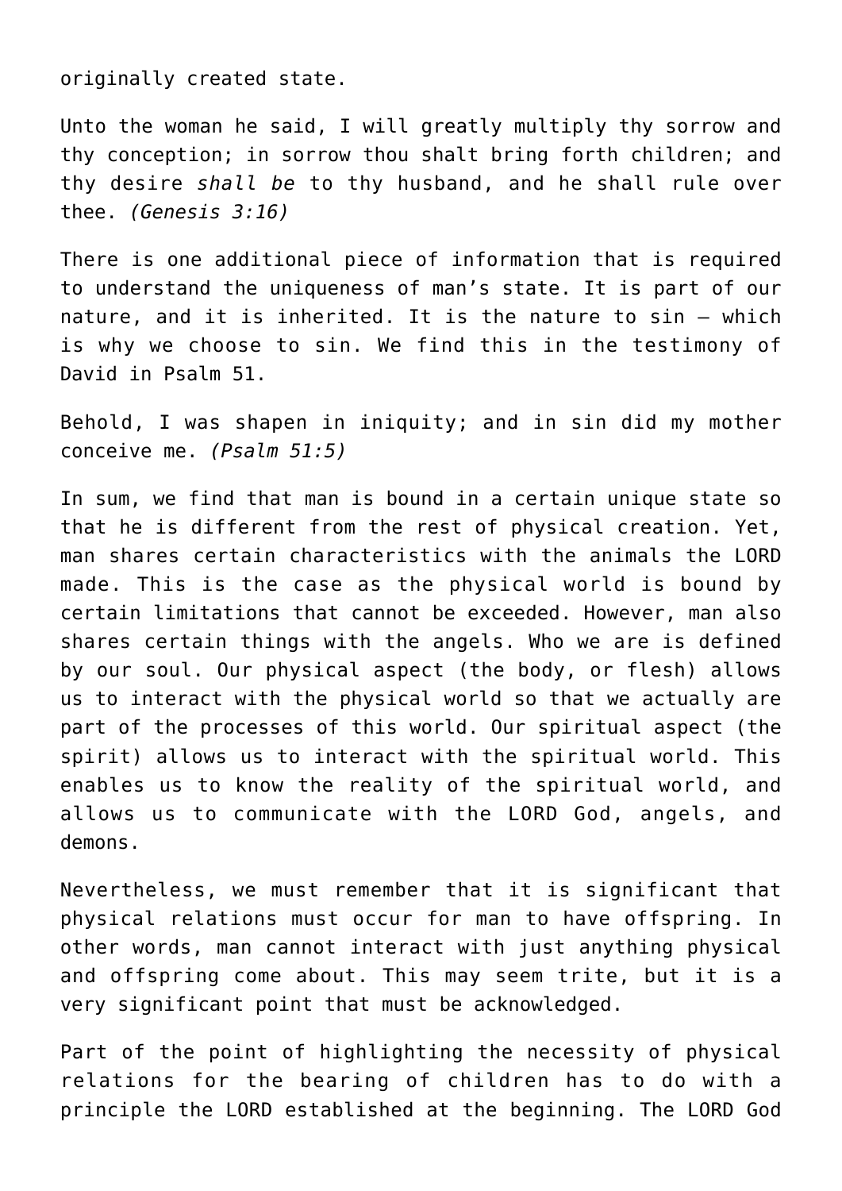originally created state.

Unto the woman he said, I will greatly multiply thy sorrow and thy conception; in sorrow thou shalt bring forth children; and thy desire *shall be* to thy husband, and he shall rule over thee. *(Genesis 3:16)*

There is one additional piece of information that is required to understand the uniqueness of man's state. It is part of our nature, and it is inherited. It is the nature to sin – which is why we choose to sin. We find this in the testimony of David in Psalm 51.

Behold, I was shapen in iniquity; and in sin did my mother conceive me. *(Psalm 51:5)*

In sum, we find that man is bound in a certain unique state so that he is different from the rest of physical creation. Yet, man shares certain characteristics with the animals the LORD made. This is the case as the physical world is bound by certain limitations that cannot be exceeded. However, man also shares certain things with the angels. Who we are is defined by our soul. Our physical aspect (the body, or flesh) allows us to interact with the physical world so that we actually are part of the processes of this world. Our spiritual aspect (the spirit) allows us to interact with the spiritual world. This enables us to know the reality of the spiritual world, and allows us to communicate with the LORD God, angels, and demons.

Nevertheless, we must remember that it is significant that physical relations must occur for man to have offspring. In other words, man cannot interact with just anything physical and offspring come about. This may seem trite, but it is a very significant point that must be acknowledged.

Part of the point of highlighting the necessity of physical relations for the bearing of children has to do with a principle the LORD established at the beginning. The LORD God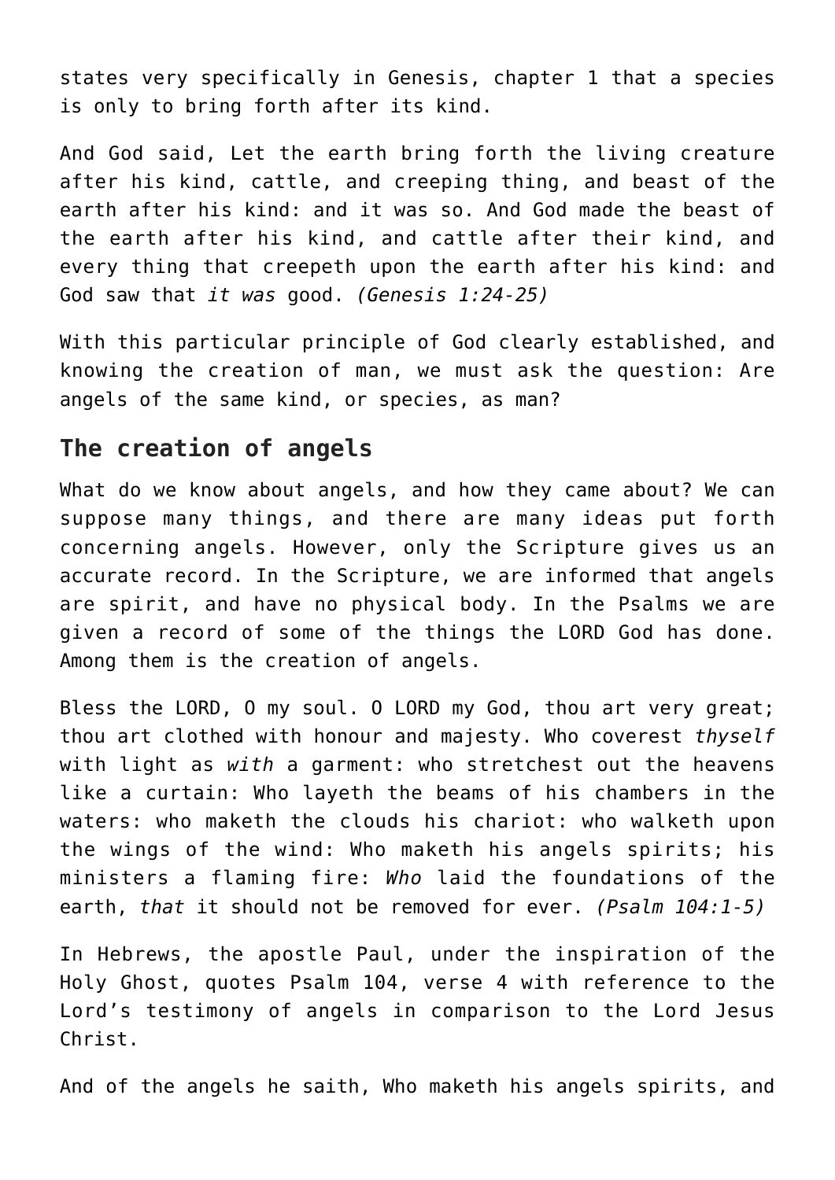states very specifically in Genesis, chapter 1 that a species is only to bring forth after its kind.

And God said, Let the earth bring forth the living creature after his kind, cattle, and creeping thing, and beast of the earth after his kind: and it was so. And God made the beast of the earth after his kind, and cattle after their kind, and every thing that creepeth upon the earth after his kind: and God saw that *it was* good. *(Genesis 1:24-25)*

With this particular principle of God clearly established, and knowing the creation of man, we must ask the question: Are angels of the same kind, or species, as man?

## The creation of angels

What do we know about angels, and how they came about? We can suppose many things, and there are many ideas put forth concerning angels. However, only the Scripture gives us an accurate record. In the Scripture, we are informed that angels are spirit, and have no physical body. In the Psalms we are given a record of some of the things the LORD God has done. Among them is the creation of angels.

Bless the LORD, O my soul. O LORD my God, thou art very great; thou art clothed with honour and majesty. Who coverest *thyself* with light as *with* a garment: who stretchest out the heavens like a curtain: Who layeth the beams of his chambers in the waters: who maketh the clouds his chariot: who walketh upon the wings of the wind: Who maketh his angels spirits; his ministers a flaming fire: *Who* laid the foundations of the earth, *that* it should not be removed for ever. *(Psalm 104:1-5)*

In Hebrews, the apostle Paul, under the inspiration of the Holy Ghost, quotes Psalm 104, verse 4 with reference to the Lord's testimony of angels in comparison to the Lord Jesus Christ.

And of the angels he saith, Who maketh his angels spirits, and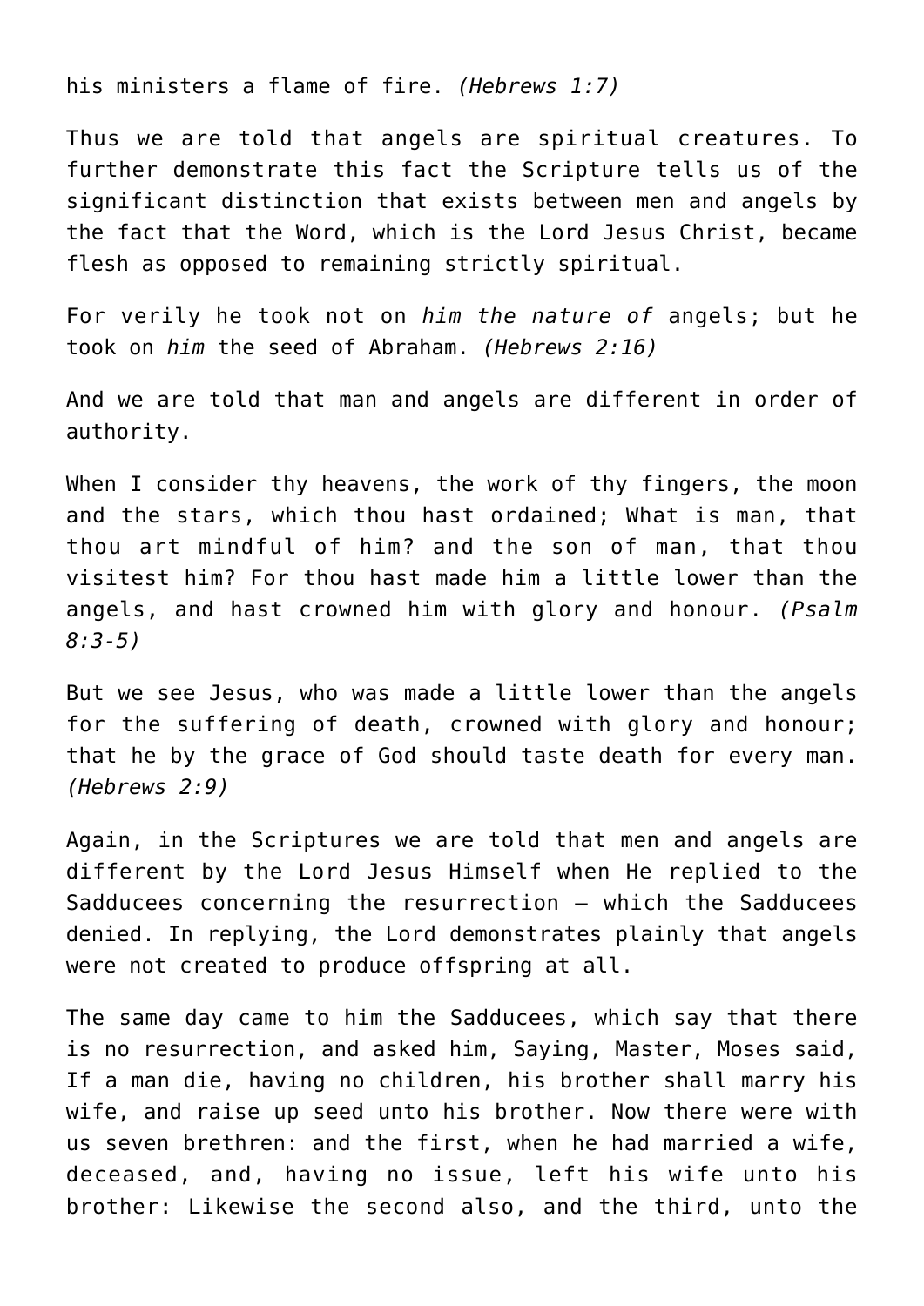his ministers a flame of fire. *(Hebrews 1:7)*

Thus we are told that angels are spiritual creatures. To further demonstrate this fact the Scripture tells us of the significant distinction that exists between men and angels by the fact that the Word, which is the Lord Jesus Christ, became flesh as opposed to remaining strictly spiritual.

For verily he took not on *him the nature of* angels; but he took on *him* the seed of Abraham. *(Hebrews 2:16)*

And we are told that man and angels are different in order of authority.

When I consider thy heavens, the work of thy fingers, the moon and the stars, which thou hast ordained; What is man, that thou art mindful of him? and the son of man, that thou visitest him? For thou hast made him a little lower than the angels, and hast crowned him with glory and honour. *(Psalm 8:3-5)*

But we see Jesus, who was made a little lower than the angels for the suffering of death, crowned with glory and honour; that he by the grace of God should taste death for every man. *(Hebrews 2:9)*

Again, in the Scriptures we are told that men and angels are different by the Lord Jesus Himself when He replied to the Sadducees concerning the resurrection – which the Sadducees denied. In replying, the Lord demonstrates plainly that angels were not created to produce offspring at all.

The same day came to him the Sadducees, which say that there is no resurrection, and asked him, Saying, Master, Moses said, If a man die, having no children, his brother shall marry his wife, and raise up seed unto his brother. Now there were with us seven brethren: and the first, when he had married a wife, deceased, and, having no issue, left his wife unto his brother: Likewise the second also, and the third, unto the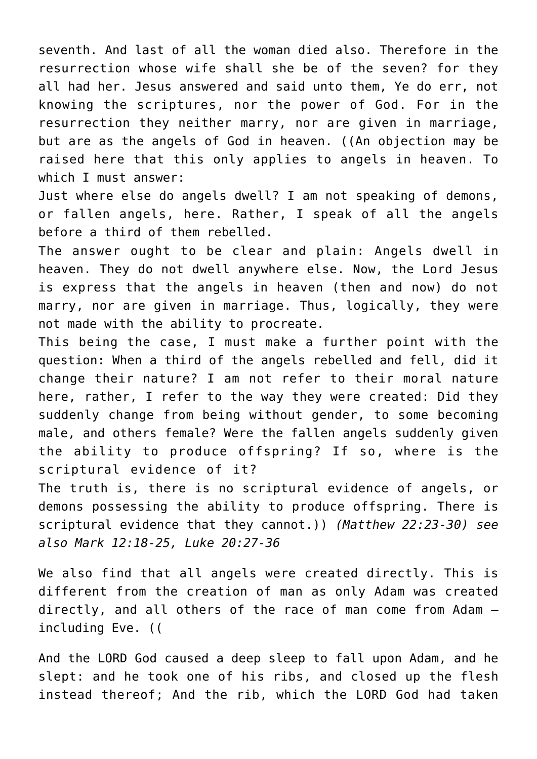seventh. And last of all the woman died also. Therefore in the resurrection whose wife shall she be of the seven? for they all had her. Jesus answered and said unto them, Ye do err, not knowing the scriptures, nor the power of God. For in the resurrection they neither marry, nor are given in marriage, but are as the angels of God in heaven. ((An objection may be raised here that this only applies to angels in heaven. To which I must answer:

Just where else do angels dwell? I am not speaking of demons, or fallen angels, here. Rather, I speak of all the angels before a third of them rebelled.

The answer ought to be clear and plain: Angels dwell in heaven. They do not dwell anywhere else. Now, the Lord Jesus is express that the angels in heaven (then and now) do not marry, nor are given in marriage. Thus, logically, they were not made with the ability to procreate.

This being the case, I must make a further point with the question: When a third of the angels rebelled and fell, did it change their nature? I am not refer to their moral nature here, rather, I refer to the way they were created: Did they suddenly change from being without gender, to some becoming male, and others female? Were the fallen angels suddenly given the ability to produce offspring? If so, where is the scriptural evidence of it?

The truth is, there is no scriptural evidence of angels, or demons possessing the ability to produce offspring. There is scriptural evidence that they cannot.)) *(Matthew 22:23-30) see also Mark 12:18-25, Luke 20:27-36*

We also find that all angels were created directly. This is different from the creation of man as only Adam was created directly, and all others of the race of man come from Adam – including Eve. ((

And the LORD God caused a deep sleep to fall upon Adam, and he slept: and he took one of his ribs, and closed up the flesh instead thereof; And the rib, which the LORD God had taken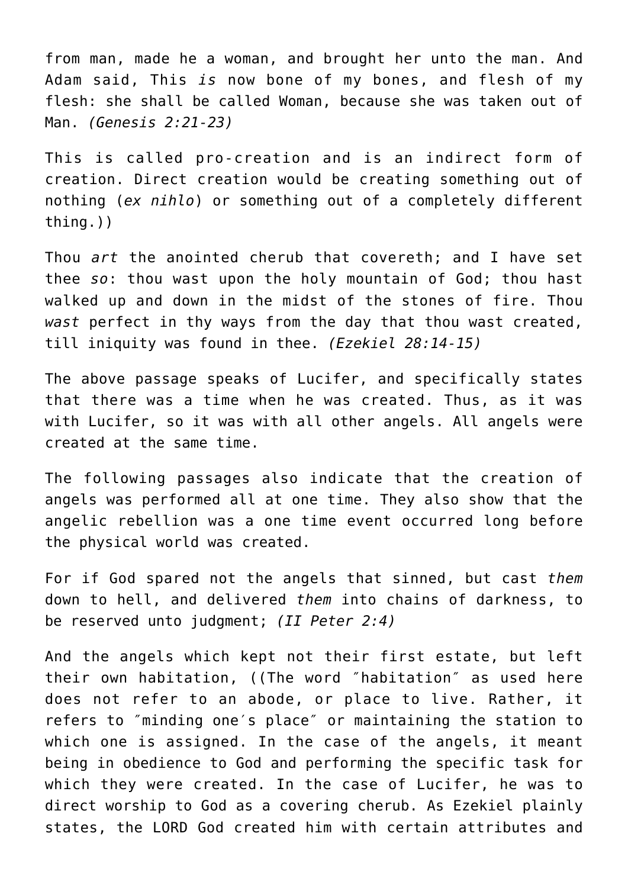from man, made he a woman, and brought her unto the man. And Adam said, This *is* now bone of my bones, and flesh of my flesh: she shall be called Woman, because she was taken out of Man. *(Genesis 2:21-23)*

This is called pro-creation and is an indirect form of creation. Direct creation would be creating something out of nothing (*ex nihlo*) or something out of a completely different thing.))

Thou *art* the anointed cherub that covereth; and I have set thee *so*: thou wast upon the holy mountain of God; thou hast walked up and down in the midst of the stones of fire. Thou *wast* perfect in thy ways from the day that thou wast created, till iniquity was found in thee. *(Ezekiel 28:14-15)*

The above passage speaks of Lucifer, and specifically states that there was a time when he was created. Thus, as it was with Lucifer, so it was with all other angels. All angels were created at the same time.

The following passages also indicate that the creation of angels was performed all at one time. They also show that the angelic rebellion was a one time event occurred long before the physical world was created.

For if God spared not the angels that sinned, but cast *them* down to hell, and delivered *them* into chains of darkness, to be reserved unto judgment; *(II Peter 2:4)*

And the angels which kept not their first estate, but left their own habitation, ((The word ″habitation″ as used here does not refer to an abode, or place to live. Rather, it refers to ″minding one′s place″ or maintaining the station to which one is assigned. In the case of the angels, it meant being in obedience to God and performing the specific task for which they were created. In the case of Lucifer, he was to direct worship to God as a covering cherub. As Ezekiel plainly states, the LORD God created him with certain attributes and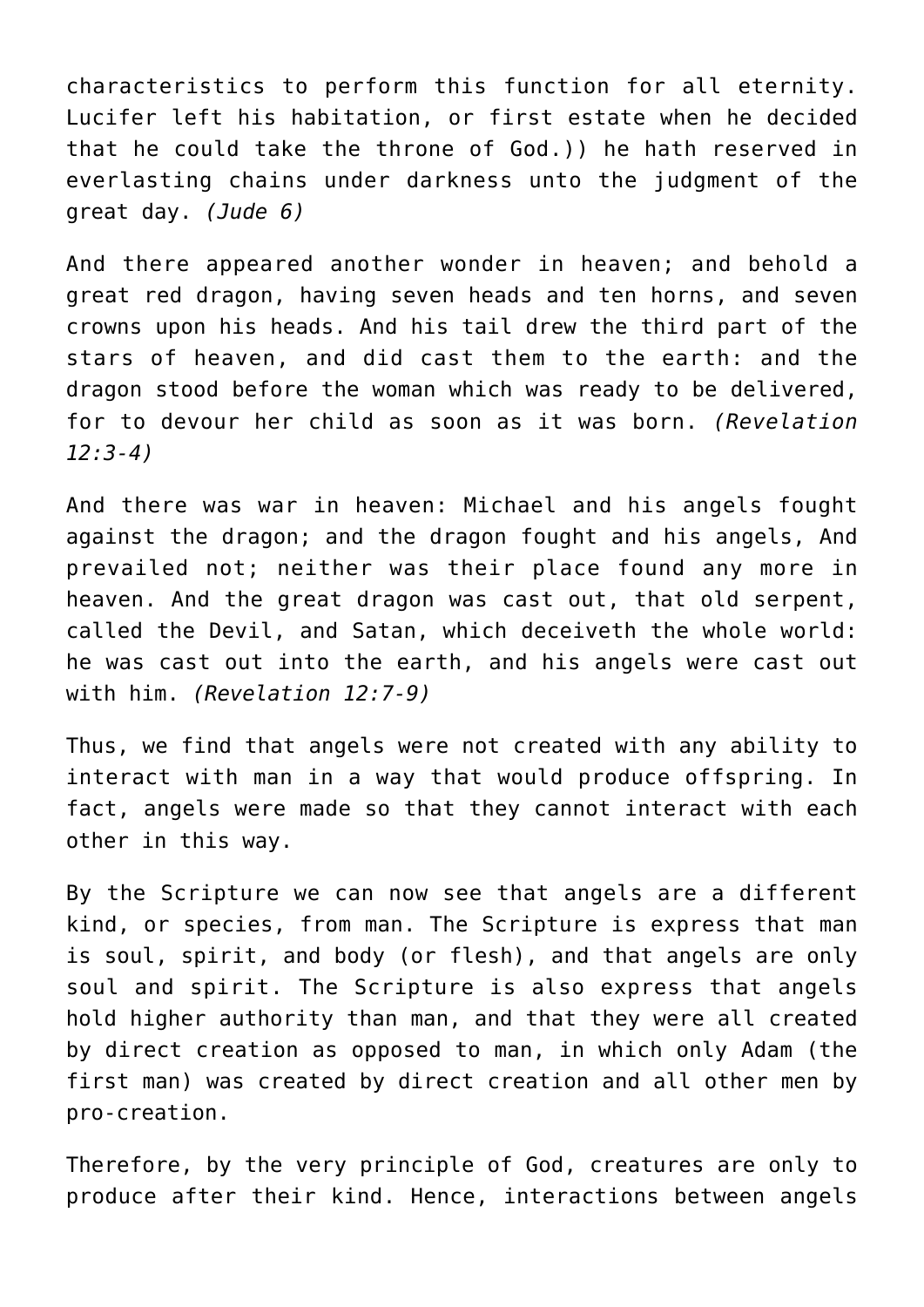characteristics to perform this function for all eternity. Lucifer left his habitation, or first estate when he decided that he could take the throne of God.)) he hath reserved in everlasting chains under darkness unto the judgment of the great day. *(Jude 6)*

And there appeared another wonder in heaven; and behold a great red dragon, having seven heads and ten horns, and seven crowns upon his heads. And his tail drew the third part of the stars of heaven, and did cast them to the earth: and the dragon stood before the woman which was ready to be delivered, for to devour her child as soon as it was born. *(Revelation 12:3-4)*

And there was war in heaven: Michael and his angels fought against the dragon; and the dragon fought and his angels, And prevailed not; neither was their place found any more in heaven. And the great dragon was cast out, that old serpent, called the Devil, and Satan, which deceiveth the whole world: he was cast out into the earth, and his angels were cast out with him. *(Revelation 12:7-9)*

Thus, we find that angels were not created with any ability to interact with man in a way that would produce offspring. In fact, angels were made so that they cannot interact with each other in this way.

By the Scripture we can now see that angels are a different kind, or species, from man. The Scripture is express that man is soul, spirit, and body (or flesh), and that angels are only soul and spirit. The Scripture is also express that angels hold higher authority than man, and that they were all created by direct creation as opposed to man, in which only Adam (the first man) was created by direct creation and all other men by pro-creation.

Therefore, by the very principle of God, creatures are only to produce after their kind. Hence, interactions between angels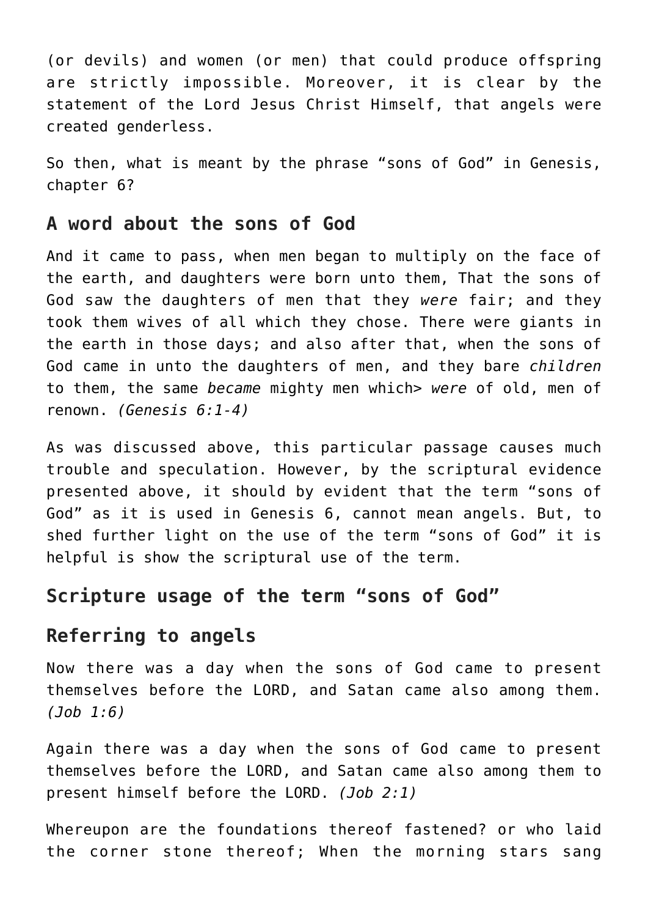(or devils) and women (or men) that could produce offspring are strictly impossible. Moreover, it is clear by the statement of the Lord Jesus Christ Himself, that angels were created genderless.

So then, what is meant by the phrase "sons of God" in Genesis, chapter 6?

## A word about the sons of God

And it came to pass, when men began to multiply on the face of the earth, and daughters were born unto them, That the sons of God saw the daughters of men that they *were* fair; and they took them wives of all which they chose. There were giants in the earth in those days; and also after that, when the sons of God came in unto the daughters of men, and they bare *children* to them, the same *became* mighty men which> *were* of old, men of renown. *(Genesis 6:1-4)*

As was discussed above, this particular passage causes much trouble and speculation. However, by the scriptural evidence presented above, it should by evident that the term "sons of God" as it is used in Genesis 6, cannot mean angels. But, to shed further light on the use of the term "sons of God" it is helpful is show the scriptural use of the term.

## Scripture usage of the term "sons of God"

## Referring to angels

Now there was a day when the sons of God came to present themselves before the LORD, and Satan came also among them. *(Job 1:6)*

Again there was a day when the sons of God came to present themselves before the LORD, and Satan came also among them to present himself before the LORD. *(Job 2:1)*

Whereupon are the foundations thereof fastened? or who laid the corner stone thereof; When the morning stars sang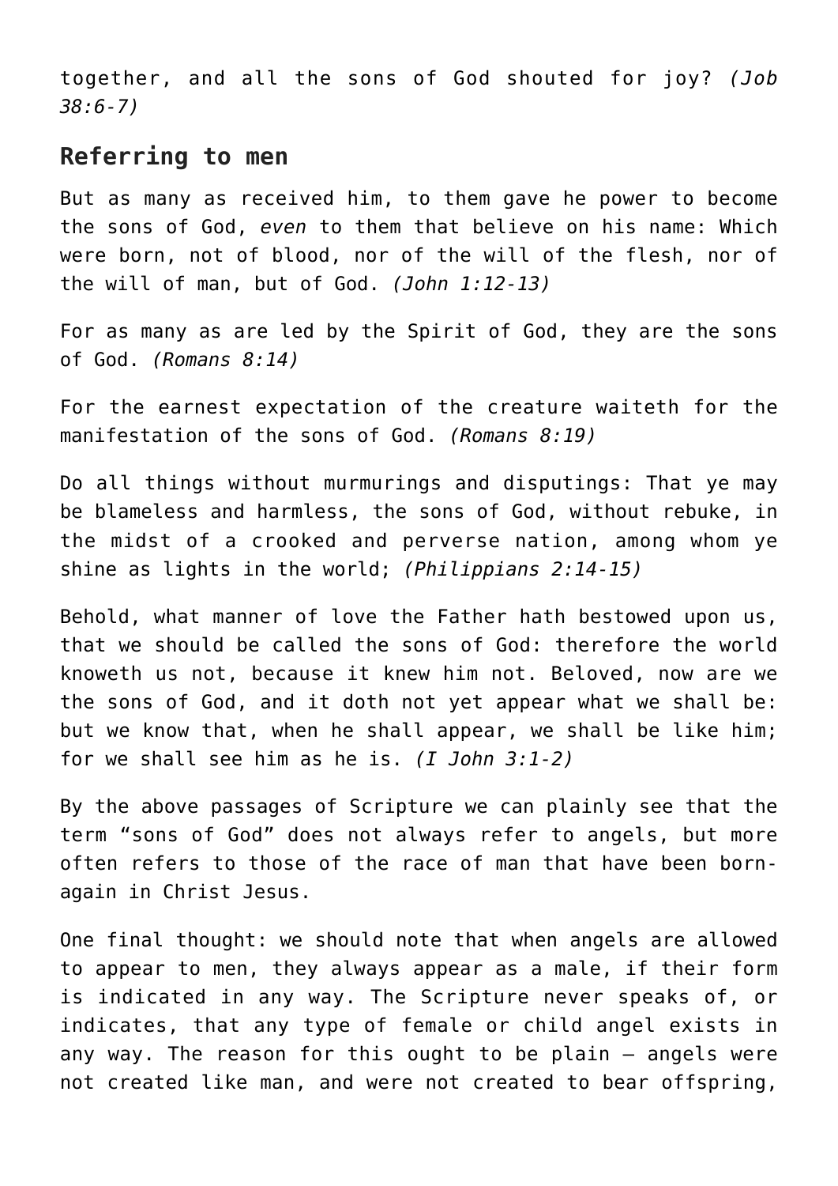together, and all the sons of God shouted for joy? *(Job 38:6-7)*

## Referring to men

But as many as received him, to them gave he power to become the sons of God, *even* to them that believe on his name: Which were born, not of blood, nor of the will of the flesh, nor of the will of man, but of God. *(John 1:12-13)*

For as many as are led by the Spirit of God, they are the sons of God. *(Romans 8:14)*

For the earnest expectation of the creature waiteth for the manifestation of the sons of God. *(Romans 8:19)*

Do all things without murmurings and disputings: That ye may be blameless and harmless, the sons of God, without rebuke, in the midst of a crooked and perverse nation, among whom ye shine as lights in the world; *(Philippians 2:14-15)*

Behold, what manner of love the Father hath bestowed upon us, that we should be called the sons of God: therefore the world knoweth us not, because it knew him not. Beloved, now are we the sons of God, and it doth not yet appear what we shall be: but we know that, when he shall appear, we shall be like him; for we shall see him as he is. *(I John 3:1-2)*

By the above passages of Scripture we can plainly see that the term "sons of God" does not always refer to angels, but more often refers to those of the race of man that have been born-again in Christ Jesus.

One final thought: we should note that when angels are allowed to appear to men, they always appear as a male, if their form is indicated in any way. The Scripture never speaks of, or indicates, that any type of female or child angel exists in any way. The reason for this ought to be plain – angels were not created like man, and were not created to bear offspring,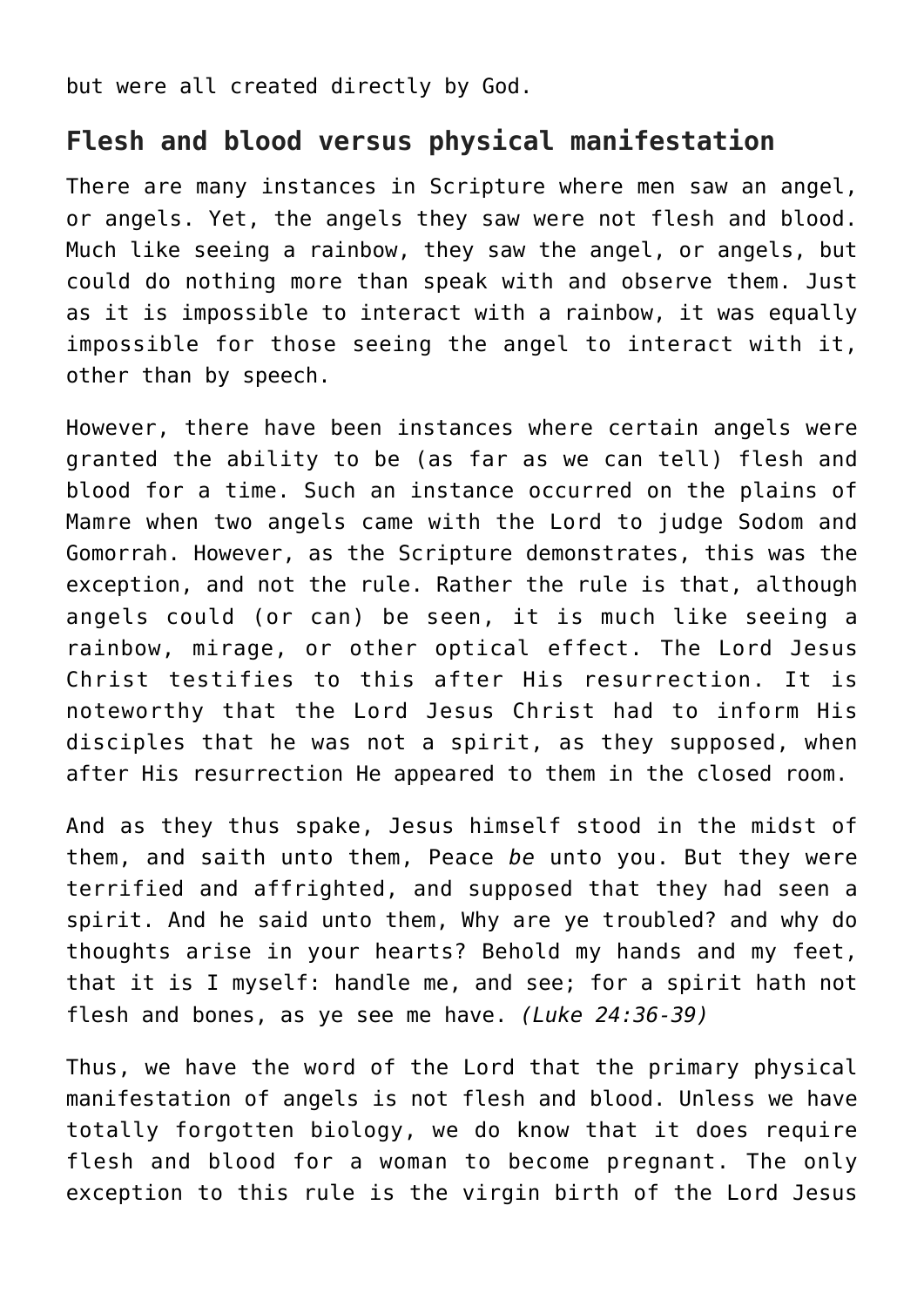but were all created directly by God.

## Flesh and blood versus physical manifestation

There are many instances in Scripture where men saw an angel, or angels. Yet, the angels they saw were not flesh and blood. Much like seeing a rainbow, they saw the angel, or angels, but could do nothing more than speak with and observe them. Just as it is impossible to interact with a rainbow, it was equally impossible for those seeing the angel to interact with it, other than by speech.

However, there have been instances where certain angels were granted the ability to be (as far as we can tell) flesh and blood for a time. Such an instance occurred on the plains of Mamre when two angels came with the Lord to judge Sodom and Gomorrah. However, as the Scripture demonstrates, this was the exception, and not the rule. Rather the rule is that, although angels could (or can) be seen, it is much like seeing a rainbow, mirage, or other optical effect. The Lord Jesus Christ testifies to this after His resurrection. It is noteworthy that the Lord Jesus Christ had to inform His disciples that he was not a spirit, as they supposed, when after His resurrection He appeared to them in the closed room.

And as they thus spake, Jesus himself stood in the midst of them, and saith unto them, Peace *be* unto you. But they were terrified and affrighted, and supposed that they had seen a spirit. And he said unto them, Why are ye troubled? and why do thoughts arise in your hearts? Behold my hands and my feet, that it is I myself: handle me, and see; for a spirit hath not flesh and bones, as ye see me have. *(Luke 24:36-39)*

Thus, we have the word of the Lord that the primary physical manifestation of angels is not flesh and blood. Unless we have totally forgotten biology, we do know that it does require flesh and blood for a woman to become pregnant. The only exception to this rule is the virgin birth of the Lord Jesus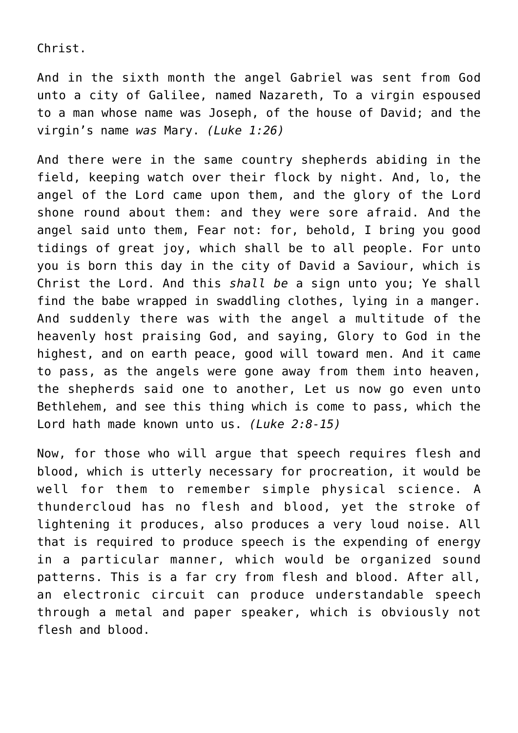Christ.

And in the sixth month the angel Gabriel was sent from God unto a city of Galilee, named Nazareth, To a virgin espoused to a man whose name was Joseph, of the house of David; and the virgin’s name *was* Mary. *(Luke 1:26)*

And there were in the same country shepherds abiding in the field, keeping watch over their flock by night. And, lo, the angel of the Lord came upon them, and the glory of the Lord shone round about them: and they were sore afraid. And the angel said unto them, Fear not: for, behold, I bring you good tidings of great joy, which shall be to all people. For unto you is born this day in the city of David a Saviour, which is Christ the Lord. And this *shall be* a sign unto you; Ye shall find the babe wrapped in swaddling clothes, lying in a manger. And suddenly there was with the angel a multitude of the heavenly host praising God, and saying, Glory to God in the highest, and on earth peace, good will toward men. And it came to pass, as the angels were gone away from them into heaven, the shepherds said one to another, Let us now go even unto Bethlehem, and see this thing which is come to pass, which the Lord hath made known unto us. *(Luke 2:8-15)*

Now, for those who will argue that speech requires flesh and blood, which is utterly necessary for procreation, it would be well for them to remember simple physical science. A thundercloud has no flesh and blood, yet the stroke of lightening it produces, also produces a very loud noise. All that is required to produce speech is the expending of energy in a particular manner, which would be organized sound patterns. This is a far cry from flesh and blood. After all, an electronic circuit can produce understandable speech through a metal and paper speaker, which is obviously not flesh and blood.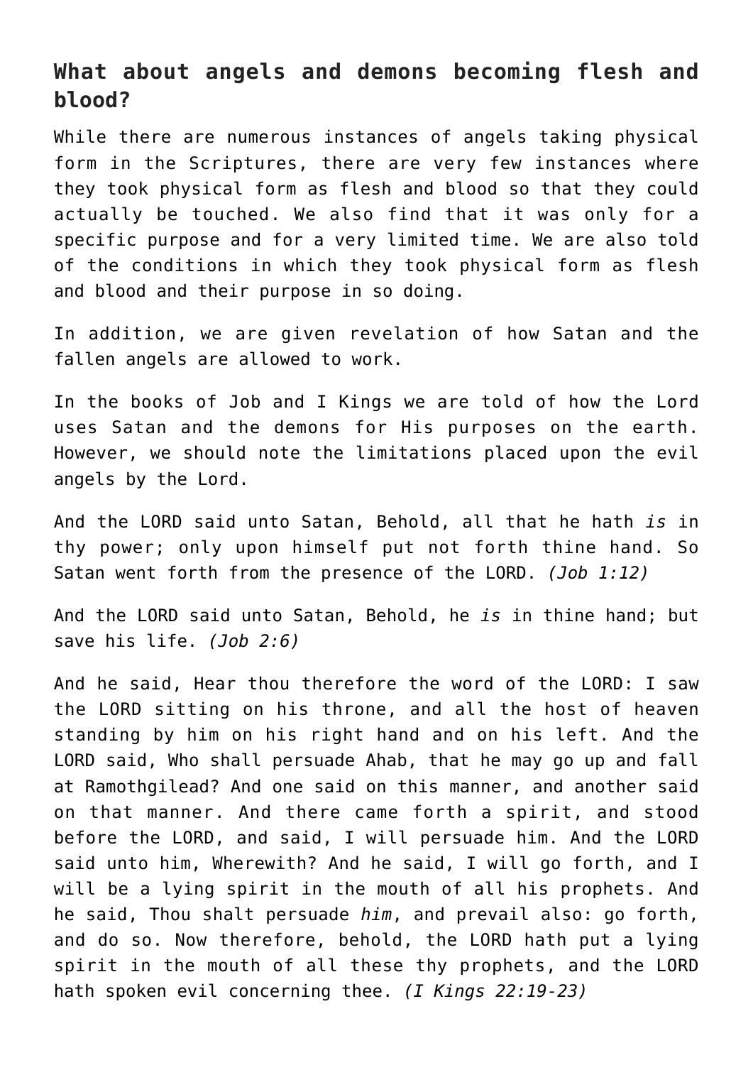### What about angels and demons becoming flesh and blood?

While there are numerous instances of angels taking physical form in the Scriptures, there are very few instances where they took physical form as flesh and blood so that they could actually be touched. We also find that it was only for a specific purpose and for a very limited time. We are also told of the conditions in which they took physical form as flesh and blood and their purpose in so doing.

In addition, we are given revelation of how Satan and the fallen angels are allowed to work.

In the books of Job and I Kings we are told of how the Lord uses Satan and the demons for His purposes on the earth. However, we should note the limitations placed upon the evil angels by the Lord.

And the LORD said unto Satan, Behold, all that he hath *is* in thy power; only upon himself put not forth thine hand. So Satan went forth from the presence of the LORD. *(Job 1:12)*

And the LORD said unto Satan, Behold, he *is* in thine hand; but save his life. *(Job 2:6)*

And he said, Hear thou therefore the word of the LORD: I saw the LORD sitting on his throne, and all the host of heaven standing by him on his right hand and on his left. And the LORD said, Who shall persuade Ahab, that he may go up and fall at Ramothgilead? And one said on this manner, and another said on that manner. And there came forth a spirit, and stood before the LORD, and said, I will persuade him. And the LORD said unto him, Wherewith? And he said, I will go forth, and I will be a lying spirit in the mouth of all his prophets. And he said, Thou shalt persuade *him*, and prevail also: go forth, and do so. Now therefore, behold, the LORD hath put a lying spirit in the mouth of all these thy prophets, and the LORD hath spoken evil concerning thee. *(I Kings 22:19-23)*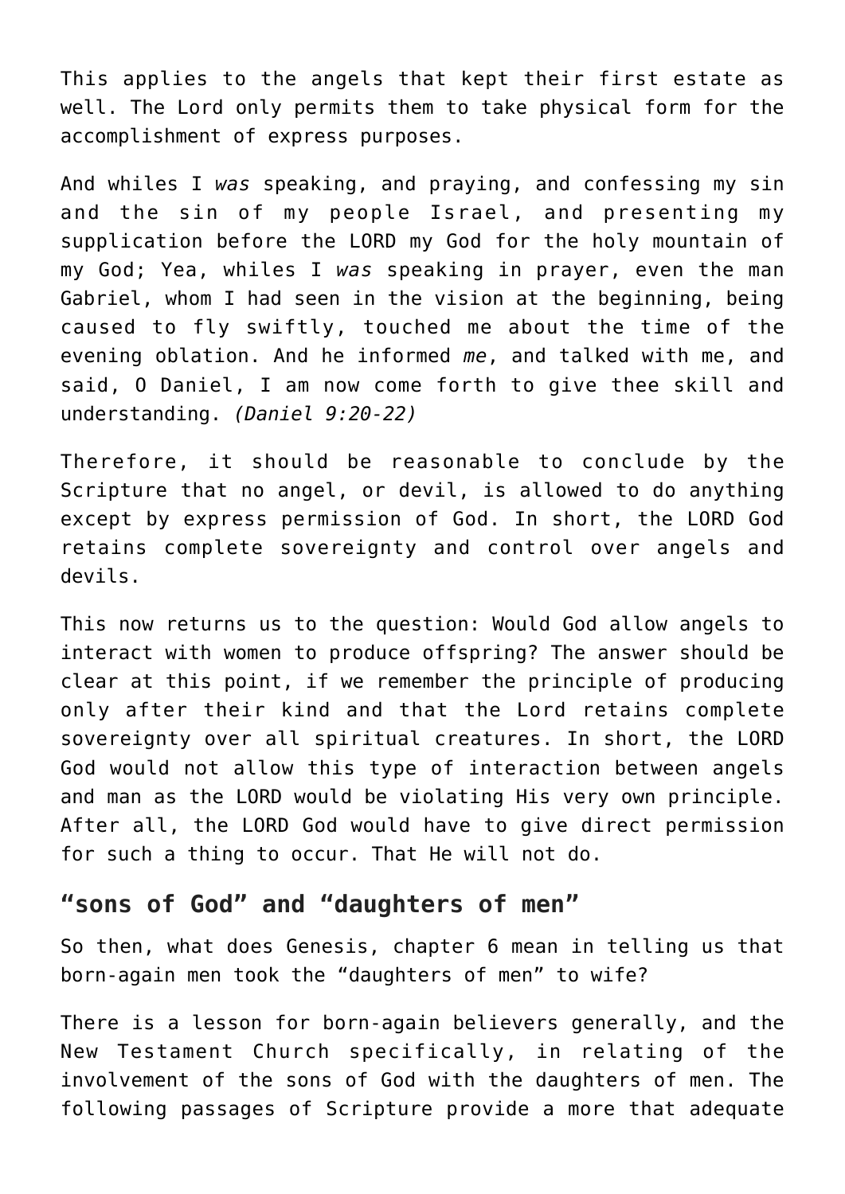This applies to the angels that kept their first estate as well. The Lord only permits them to take physical form for the accomplishment of express purposes.

And whiles I *was* speaking, and praying, and confessing my sin and the sin of my people Israel, and presenting my supplication before the LORD my God for the holy mountain of my God; Yea, whiles I *was* speaking in prayer, even the man Gabriel, whom I had seen in the vision at the beginning, being caused to fly swiftly, touched me about the time of the evening oblation. And he informed *me*, and talked with me, and said, O Daniel, I am now come forth to give thee skill and understanding. *(Daniel 9:20-22)*

Therefore, it should be reasonable to conclude by the Scripture that no angel, or devil, is allowed to do anything except by express permission of God. In short, the LORD God retains complete sovereignty and control over angels and devils.

This now returns us to the question: Would God allow angels to interact with women to produce offspring? The answer should be clear at this point, if we remember the principle of producing only after their kind and that the Lord retains complete sovereignty over all spiritual creatures. In short, the LORD God would not allow this type of interaction between angels and man as the LORD would be violating His very own principle. After all, the LORD God would have to give direct permission for such a thing to occur. That He will not do.

## "sons of God" and "daughters of men"

So then, what does Genesis, chapter 6 mean in telling us that born-again men took the "daughters of men" to wife?

There is a lesson for born-again believers generally, and the New Testament Church specifically, in relating of the involvement of the sons of God with the daughters of men. The following passages of Scripture provide a more that adequate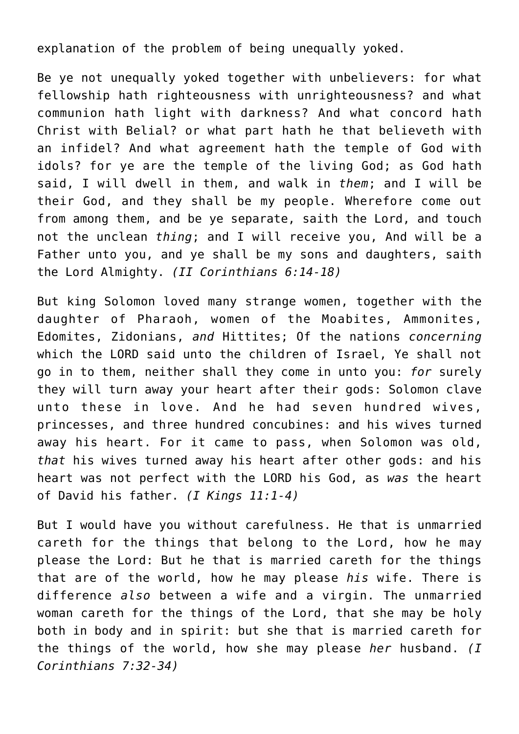explanation of the problem of being unequally yoked.

Be ye not unequally yoked together with unbelievers: for what fellowship hath righteousness with unrighteousness? and what communion hath light with darkness? And what concord hath Christ with Belial? or what part hath he that believeth with an infidel? And what agreement hath the temple of God with idols? for ye are the temple of the living God; as God hath said, I will dwell in them, and walk in *them*; and I will be their God, and they shall be my people. Wherefore come out from among them, and be ye separate, saith the Lord, and touch not the unclean *thing*; and I will receive you, And will be a Father unto you, and ye shall be my sons and daughters, saith the Lord Almighty. *(II Corinthians 6:14-18)*

But king Solomon loved many strange women, together with the daughter of Pharaoh, women of the Moabites, Ammonites, Edomites, Zidonians, *and* Hittites; Of the nations *concerning* which the LORD said unto the children of Israel, Ye shall not go in to them, neither shall they come in unto you: *for* surely they will turn away your heart after their gods: Solomon clave unto these in love. And he had seven hundred wives, princesses, and three hundred concubines: and his wives turned away his heart. For it came to pass, when Solomon was old, *that* his wives turned away his heart after other gods: and his heart was not perfect with the LORD his God, as *was* the heart of David his father. *(I Kings 11:1-4)*

But I would have you without carefulness. He that is unmarried careth for the things that belong to the Lord, how he may please the Lord: But he that is married careth for the things that are of the world, how he may please *his* wife. There is difference *also* between a wife and a virgin. The unmarried woman careth for the things of the Lord, that she may be holy both in body and in spirit: but she that is married careth for the things of the world, how she may please *her* husband. *(I Corinthians 7:32-34)*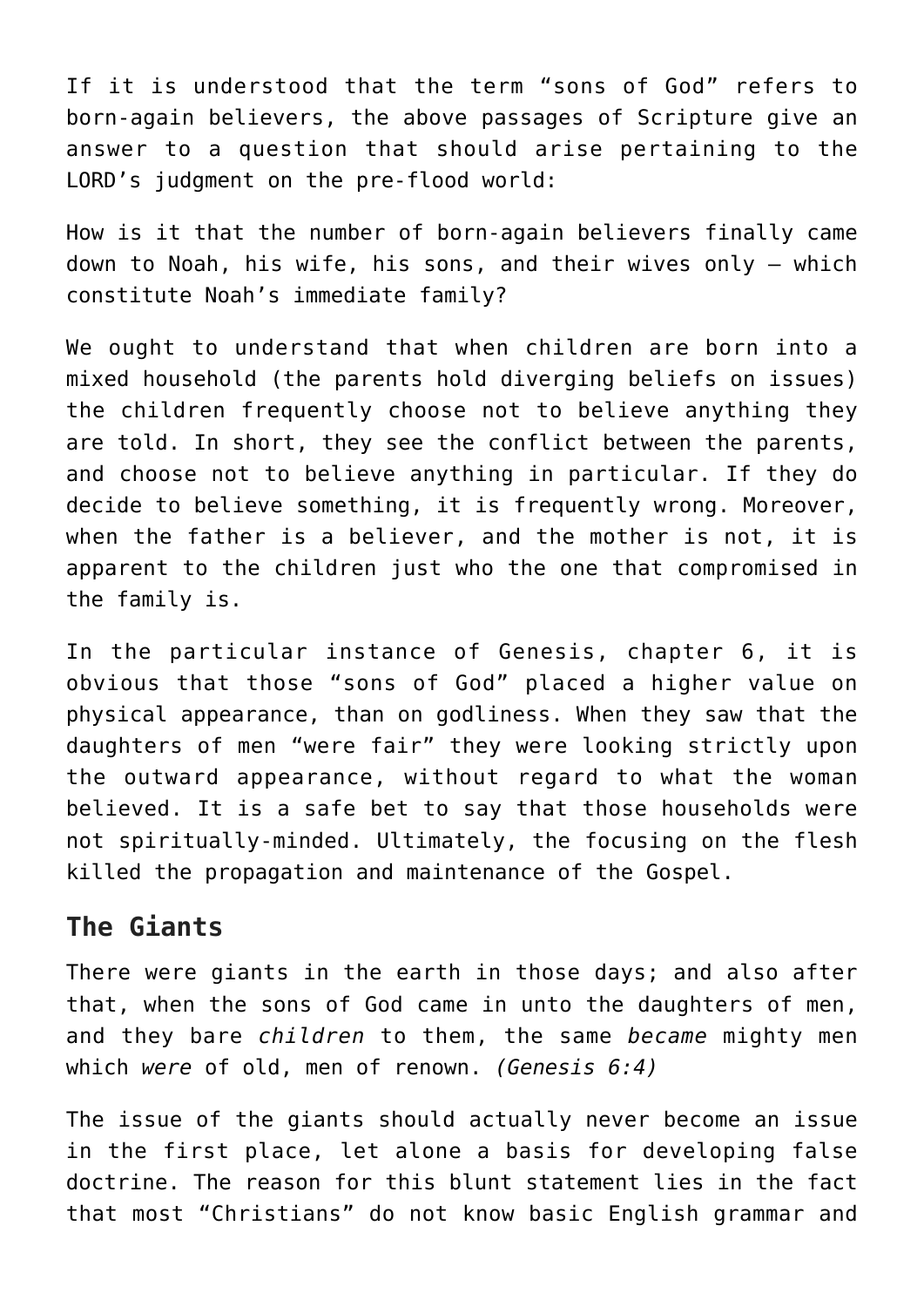If it is understood that the term “sons of God” refers to born-again believers, the above passages of Scripture give an answer to a question that should arise pertaining to the LORD’s judgment on the pre-flood world:

How is it that the number of born-again believers finally came down to Noah, his wife, his sons, and their wives only – which constitute Noah’s immediate family?

We ought to understand that when children are born into a mixed household (the parents hold diverging beliefs on issues) the children frequently choose not to believe anything they are told. In short, they see the conflict between the parents, and choose not to believe anything in particular. If they do decide to believe something, it is frequently wrong. Moreover, when the father is a believer, and the mother is not, it is apparent to the children just who the one that compromised in the family is.

In the particular instance of Genesis, chapter 6, it is obvious that those “sons of God” placed a higher value on physical appearance, than on godliness. When they saw that the daughters of men “were fair” they were looking strictly upon the outward appearance, without regard to what the woman believed. It is a safe bet to say that those households were not spiritually-minded. Ultimately, the focusing on the flesh killed the propagation and maintenance of the Gospel.

## The Giants

There were giants in the earth in those days; and also after that, when the sons of God came in unto the daughters of men, and they bare *children* to them, the same *became* mighty men which *were* of old, men of renown. *(Genesis 6:4)*

The issue of the giants should actually never become an issue in the first place, let alone a basis for developing false doctrine. The reason for this blunt statement lies in the fact that most “Christians” do not know basic English grammar and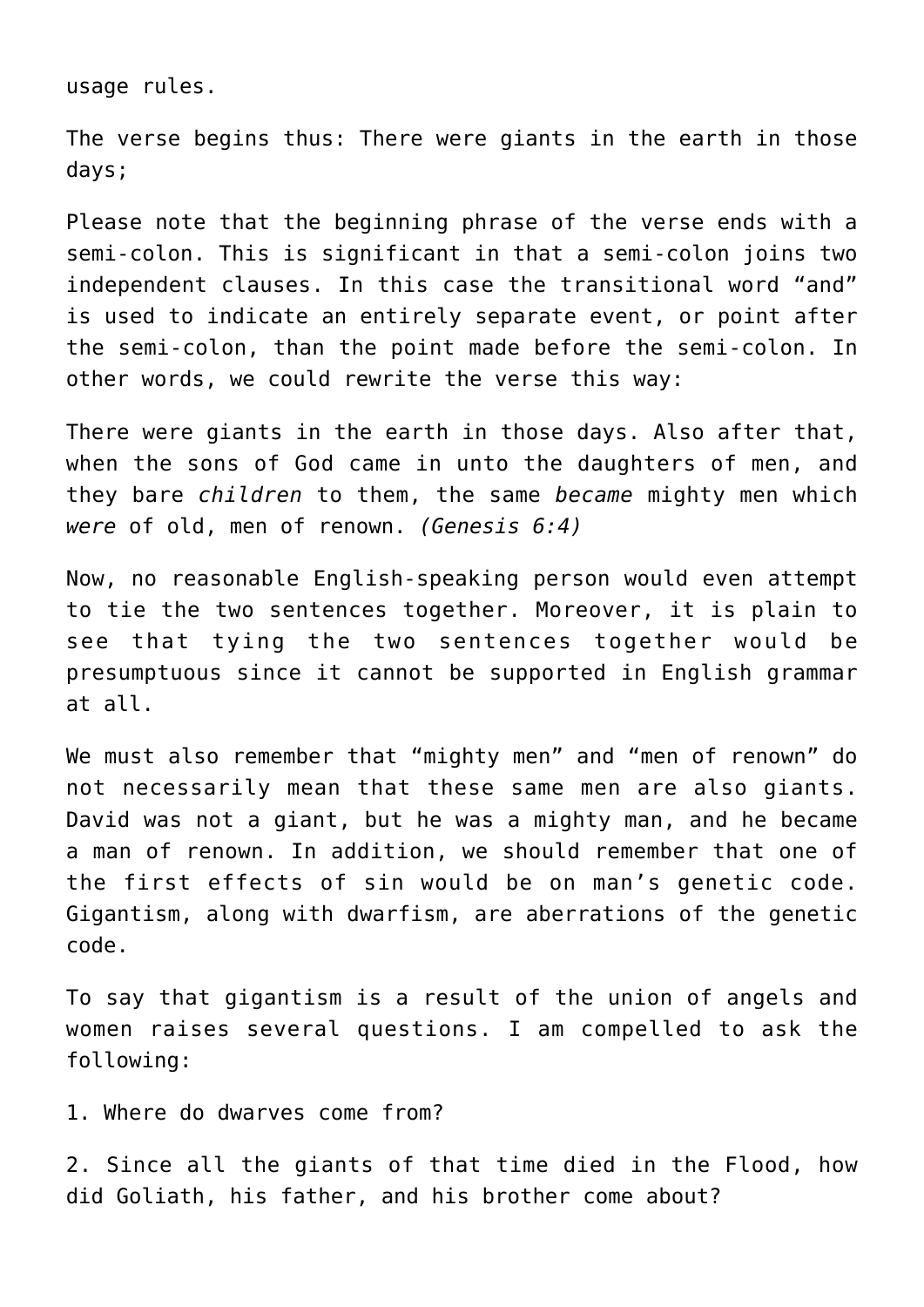usage rules.

The verse begins thus: There were giants in the earth in those days;

Please note that the beginning phrase of the verse ends with a semi-colon. This is significant in that a semi-colon joins two independent clauses. In this case the transitional word "and" is used to indicate an entirely separate event, or point after the semi-colon, than the point made before the semi-colon. In other words, we could rewrite the verse this way:

There were giants in the earth in those days. Also after that, when the sons of God came in unto the daughters of men, and they bare *children* to them, the same *became* mighty men which *were* of old, men of renown. *(Genesis 6:4)*

Now, no reasonable English-speaking person would even attempt to tie the two sentences together. Moreover, it is plain to see that tying the two sentences together would be presumptuous since it cannot be supported in English grammar at all.

We must also remember that "mighty men" and "men of renown" do not necessarily mean that these same men are also giants. David was not a giant, but he was a mighty man, and he became a man of renown. In addition, we should remember that one of the first effects of sin would be on man's genetic code. Gigantism, along with dwarfism, are aberrations of the genetic code.

To say that gigantism is a result of the union of angels and women raises several questions. I am compelled to ask the following:

1. Where do dwarves come from?

2. Since all the giants of that time died in the Flood, how did Goliath, his father, and his brother come about?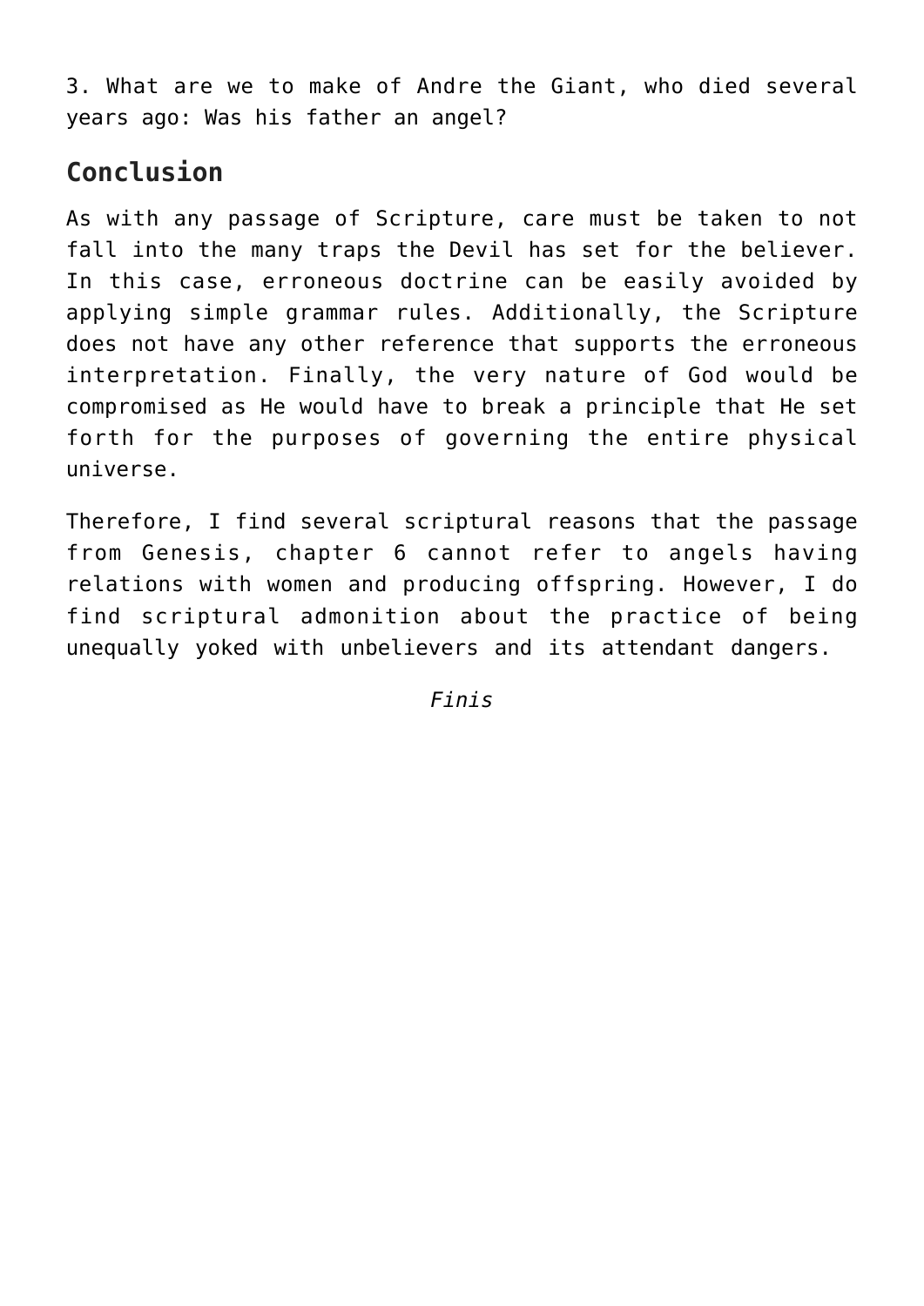3. What are we to make of Andre the Giant, who died several years ago: Was his father an angel?

## Conclusion

As with any passage of Scripture, care must be taken to not fall into the many traps the Devil has set for the believer. In this case, erroneous doctrine can be easily avoided by applying simple grammar rules. Additionally, the Scripture does not have any other reference that supports the erroneous interpretation. Finally, the very nature of God would be compromised as He would have to break a principle that He set forth for the purposes of governing the entire physical universe.

Therefore, I find several scriptural reasons that the passage from Genesis, chapter 6 cannot refer to angels having relations with women and producing offspring. However, I do find scriptural admonition about the practice of being unequally yoked with unbelievers and its attendant dangers.

*Finis*